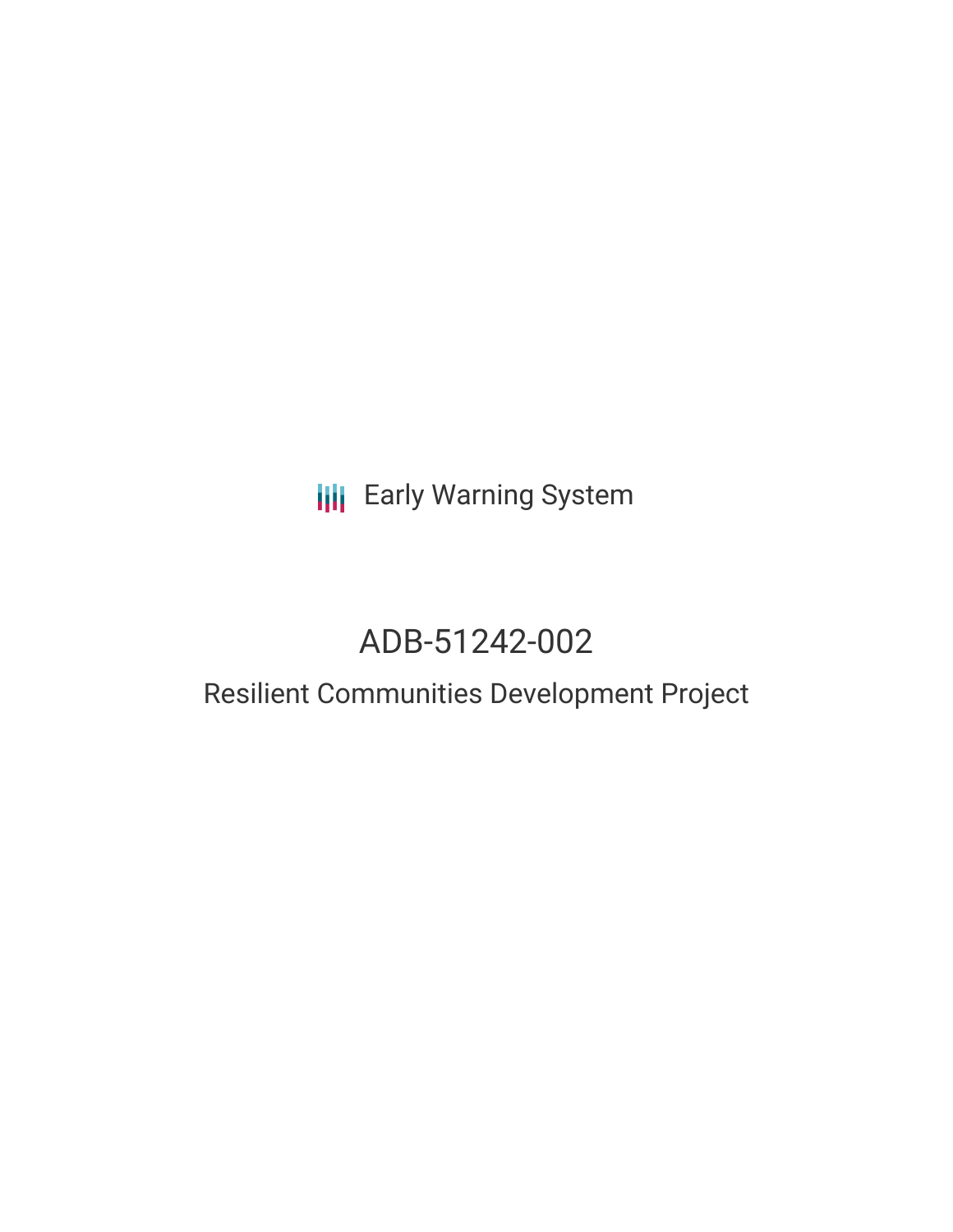Early Warning System

# ADB-51242-002

## Resilient Communities Development Project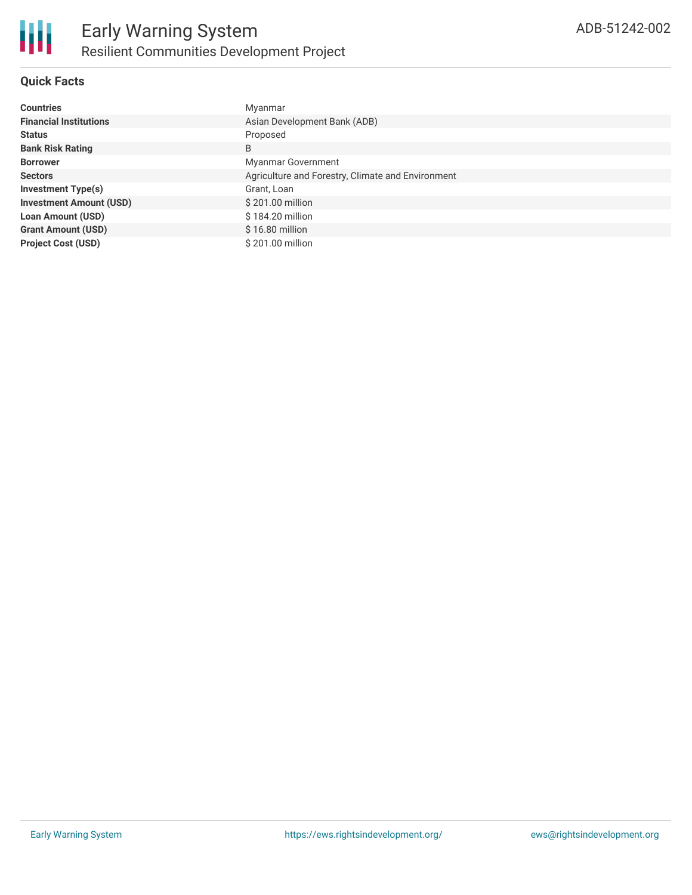## Quick Facts

| | |
|---|---|
| **Countries** | Myanmar |
| **Financial Institutions** | Asian Development Bank (ADB) |
| **Status** | Proposed |
| **Bank Risk Rating** | B |
| **Borrower** | Myanmar Government |
| **Sectors** | Agriculture and Forestry, Climate and Environment |
| **Investment Type(s)** | Grant, Loan |
| **Investment Amount (USD)** | $ 201.00 million |
| **Loan Amount (USD)** | $ 184.20 million |
| **Grant Amount (USD)** | $ 16.80 million |
| **Project Cost (USD)** | $ 201.00 million |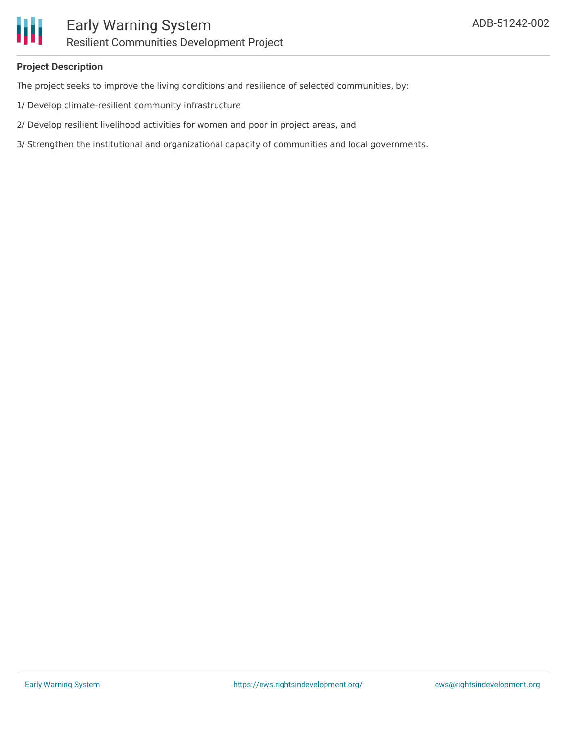**Project Description**

The project seeks to improve the living conditions and resilience of selected communities, by:

1/ Develop climate-resilient community infrastructure

2/ Develop resilient livelihood activities for women and poor in project areas, and

3/ Strengthen the institutional and organizational capacity of communities and local governments.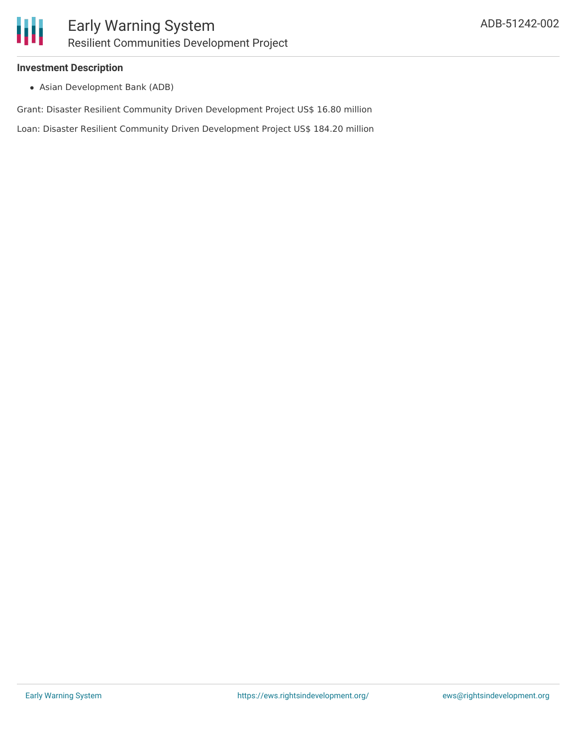### Investment Description

- Asian Development Bank (ADB)

Grant: Disaster Resilient Community Driven Development Project US$ 16.80 million

Loan: Disaster Resilient Community Driven Development Project US$ 184.20 million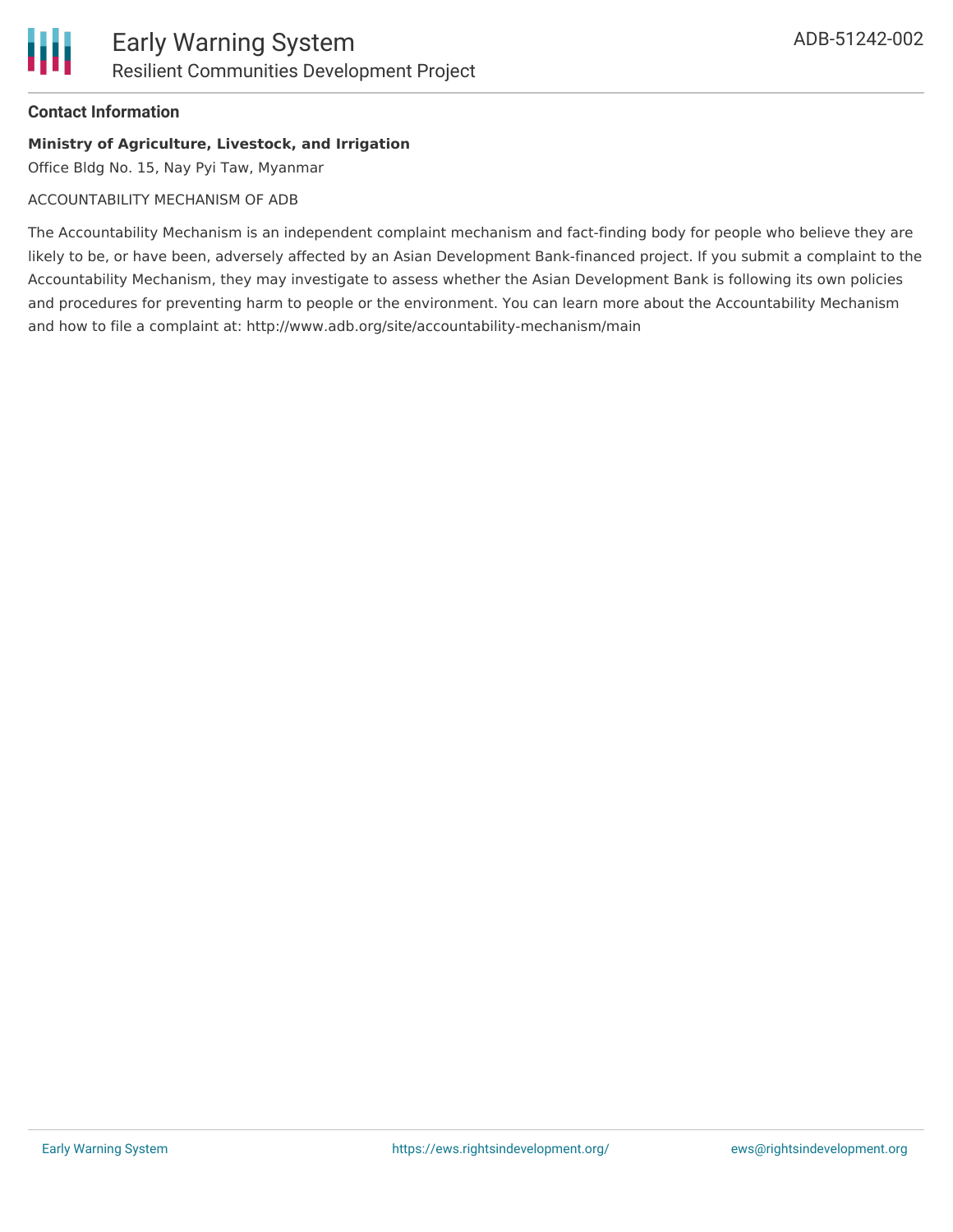## Contact Information

**Ministry of Agriculture, Livestock, and Irrigation**

Office Bldg No. 15, Nay Pyi Taw, Myanmar

ACCOUNTABILITY MECHANISM OF ADB

The Accountability Mechanism is an independent complaint mechanism and fact-finding body for people who believe they are likely to be, or have been, adversely affected by an Asian Development Bank-financed project. If you submit a complaint to the Accountability Mechanism, they may investigate to assess whether the Asian Development Bank is following its own policies and procedures for preventing harm to people or the environment. You can learn more about the Accountability Mechanism and how to file a complaint at: http://www.adb.org/site/accountability-mechanism/main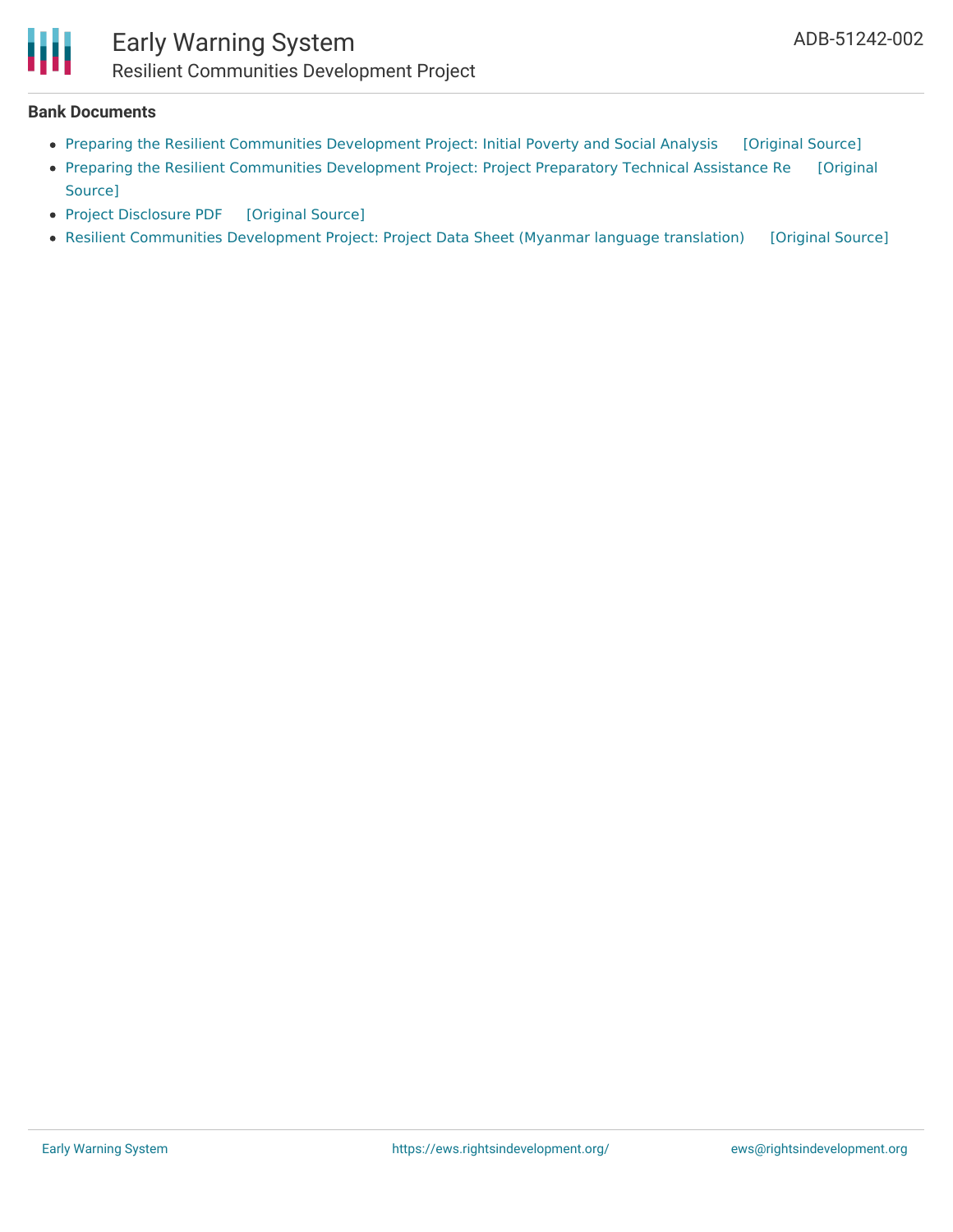**Bank Documents**

- Preparing the Resilient Communities Development Project: Initial Poverty and Social Analysis [Original Source]
- Preparing the Resilient Communities Development Project: Project Preparatory Technical Assistance Re [Original Source]
- Project Disclosure PDF [Original Source]
- Resilient Communities Development Project: Project Data Sheet (Myanmar language translation) [Original Source]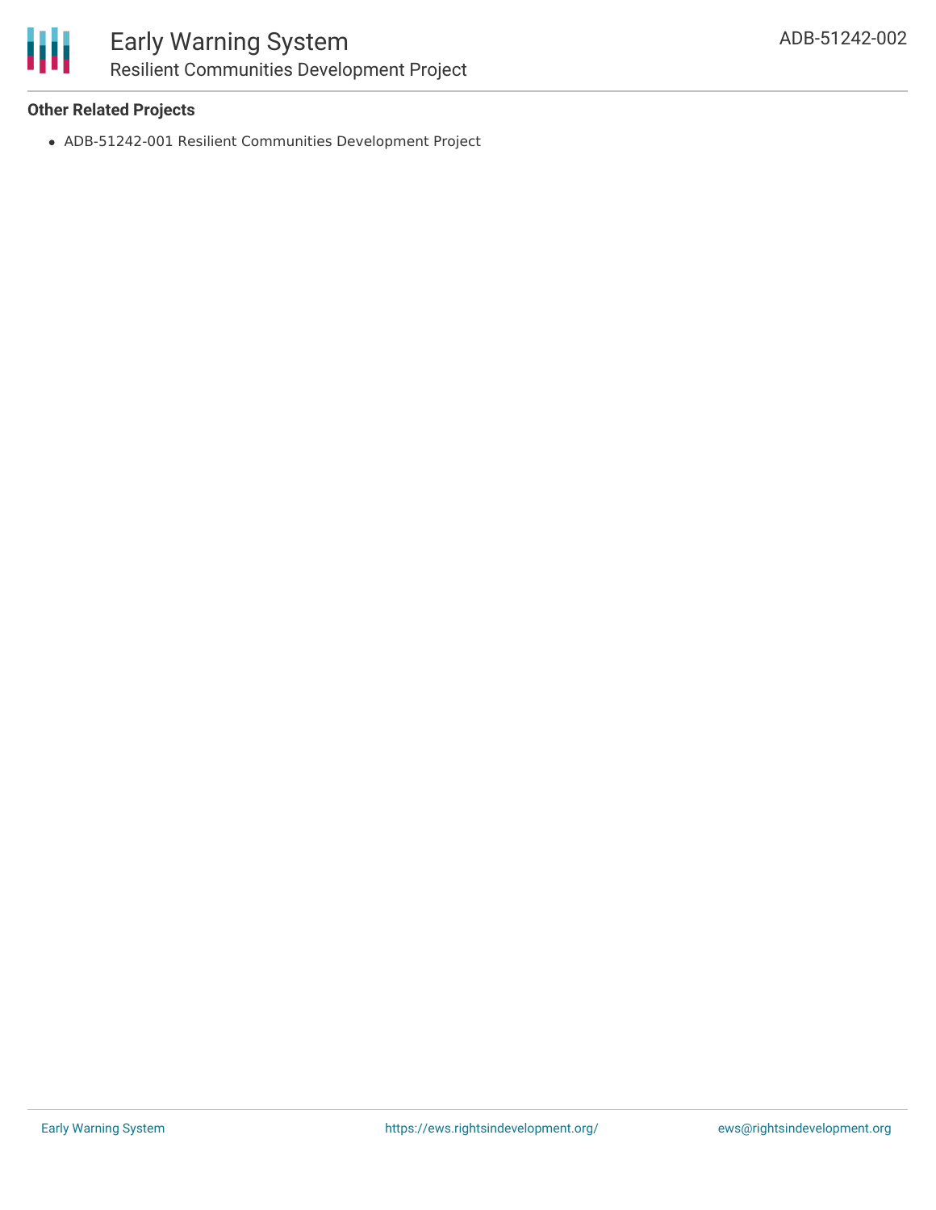**Other Related Projects**

- ADB-51242-001 Resilient Communities Development Project